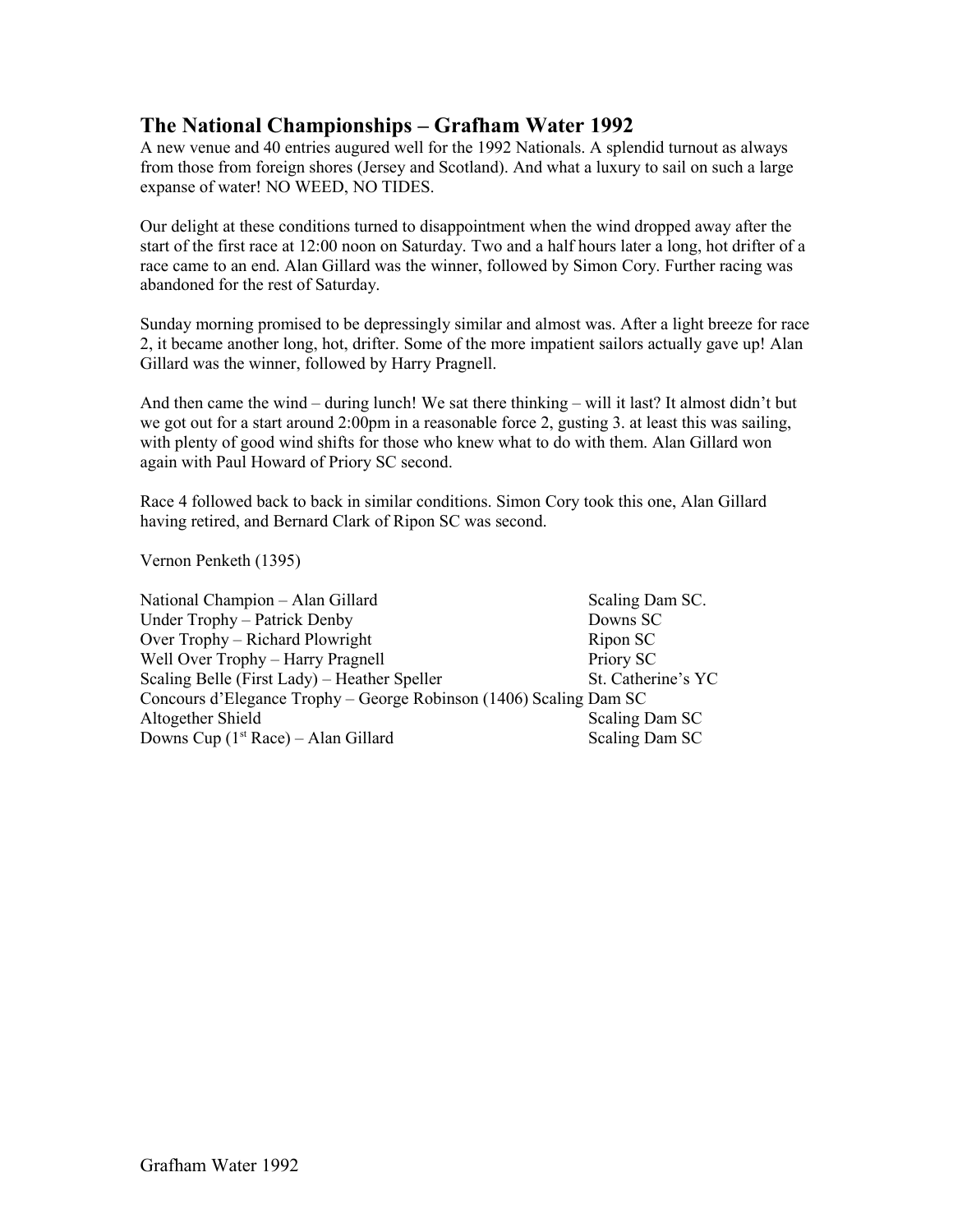## The National Championships – Grafham Water 1992

A new venue and 40 entries augured well for the 1992 Nationals. A splendid turnout as always from those from foreign shores (Jersey and Scotland). And what a luxury to sail on such a large expanse of water! NO WEED, NO TIDES.

Our delight at these conditions turned to disappointment when the wind dropped away after the start of the first race at 12:00 noon on Saturday. Two and a half hours later a long, hot drifter of a race came to an end. Alan Gillard was the winner, followed by Simon Cory. Further racing was abandoned for the rest of Saturday.

Sunday morning promised to be depressingly similar and almost was. After a light breeze for race 2, it became another long, hot, drifter. Some of the more impatient sailors actually gave up! Alan Gillard was the winner, followed by Harry Pragnell.

And then came the wind – during lunch! We sat there thinking – will it last? It almost didn't but we got out for a start around 2:00pm in a reasonable force 2, gusting 3. at least this was sailing, with plenty of good wind shifts for those who knew what to do with them. Alan Gillard won again with Paul Howard of Priory SC second.

Race 4 followed back to back in similar conditions. Simon Cory took this one, Alan Gillard having retired, and Bernard Clark of Ripon SC was second.

Vernon Penketh (1395)

| | |
|---|---|
| National Champion – Alan Gillard | Scaling Dam SC. |
| Under Trophy – Patrick Denby | Downs SC |
| Over Trophy – Richard Plowright | Ripon SC |
| Well Over Trophy – Harry Pragnell | Priory SC |
| Scaling Belle (First Lady) – Heather Speller | St. Catherine's YC |
| Concours d'Elegance Trophy – George Robinson (1406) | Scaling Dam SC |
| Altogether Shield | Scaling Dam SC |
| Downs Cup (1st Race) – Alan Gillard | Scaling Dam SC |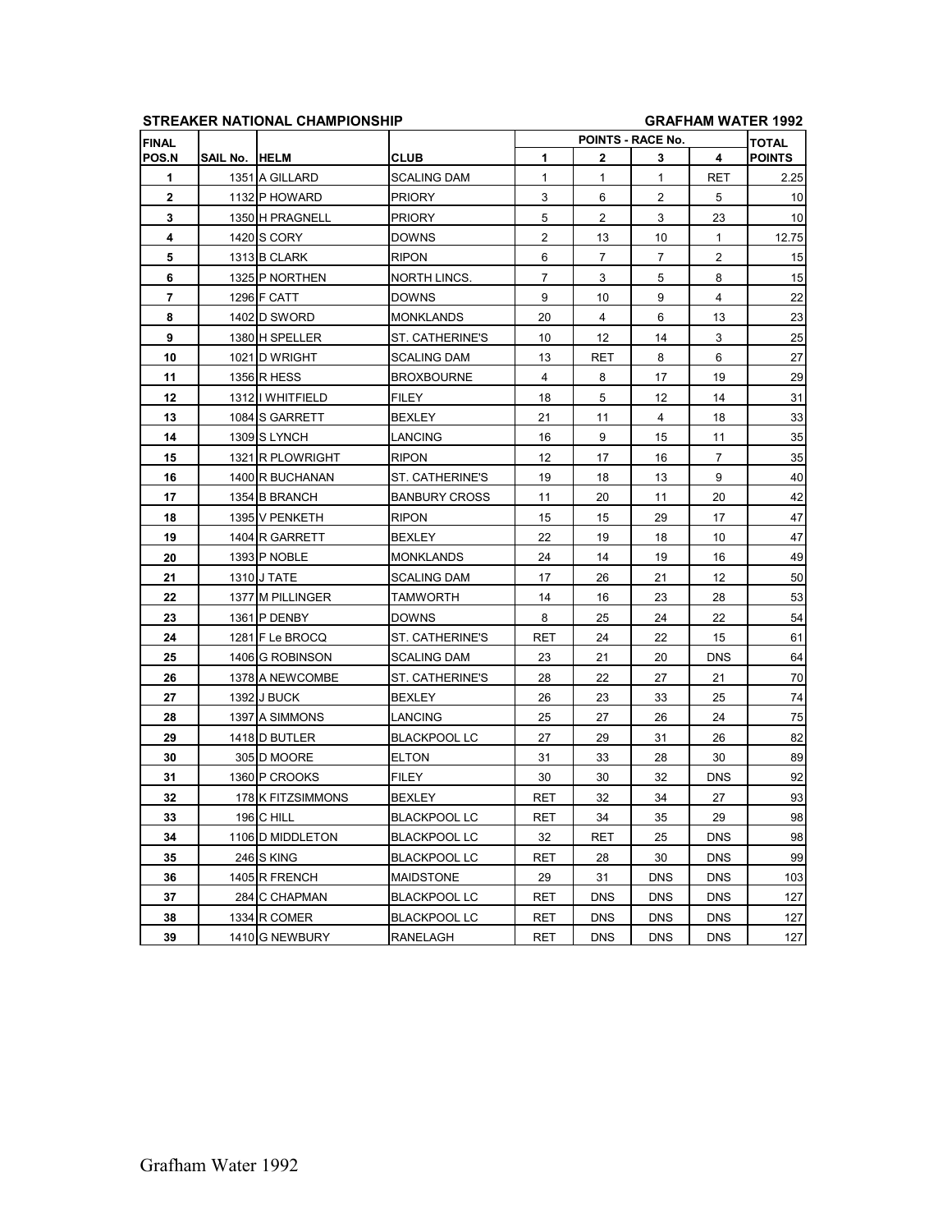**STREAKER NATIONAL CHAMPIONSHIP** **GRAFHAM WATER 1992**

| FINAL POS.N | SAIL No. | HELM | CLUB | POINTS - RACE No. 1 | 2 | 3 | 4 | TOTAL POINTS |
|---|---|---|---|---|---|---|---|---|
| 1 | 1351 | A GILLARD | SCALING DAM | 1 | 1 | 1 | RET | 2.25 |
| 2 | 1132 | P HOWARD | PRIORY | 3 | 6 | 2 | 5 | 10 |
| 3 | 1350 | H PRAGNELL | PRIORY | 5 | 2 | 3 | 23 | 10 |
| 4 | 1420 | S CORY | DOWNS | 2 | 13 | 10 | 1 | 12.75 |
| 5 | 1313 | B CLARK | RIPON | 6 | 7 | 7 | 2 | 15 |
| 6 | 1325 | P NORTHEN | NORTH LINCS. | 7 | 3 | 5 | 8 | 15 |
| 7 | 1296 | F CATT | DOWNS | 9 | 10 | 9 | 4 | 22 |
| 8 | 1402 | D SWORD | MONKLANDS | 20 | 4 | 6 | 13 | 23 |
| 9 | 1380 | H SPELLER | ST. CATHERINE'S | 10 | 12 | 14 | 3 | 25 |
| 10 | 1021 | D WRIGHT | SCALING DAM | 13 | RET | 8 | 6 | 27 |
| 11 | 1356 | R HESS | BROXBOURNE | 4 | 8 | 17 | 19 | 29 |
| 12 | 1312 | I WHITFIELD | FILEY | 18 | 5 | 12 | 14 | 31 |
| 13 | 1084 | S GARRETT | BEXLEY | 21 | 11 | 4 | 18 | 33 |
| 14 | 1309 | S LYNCH | LANCING | 16 | 9 | 15 | 11 | 35 |
| 15 | 1321 | R PLOWRIGHT | RIPON | 12 | 17 | 16 | 7 | 35 |
| 16 | 1400 | R BUCHANAN | ST. CATHERINE'S | 19 | 18 | 13 | 9 | 40 |
| 17 | 1354 | B BRANCH | BANBURY CROSS | 11 | 20 | 11 | 20 | 42 |
| 18 | 1395 | V PENKETH | RIPON | 15 | 15 | 29 | 17 | 47 |
| 19 | 1404 | R GARRETT | BEXLEY | 22 | 19 | 18 | 10 | 47 |
| 20 | 1393 | P NOBLE | MONKLANDS | 24 | 14 | 19 | 16 | 49 |
| 21 | 1310 | J TATE | SCALING DAM | 17 | 26 | 21 | 12 | 50 |
| 22 | 1377 | M PILLINGER | TAMWORTH | 14 | 16 | 23 | 28 | 53 |
| 23 | 1361 | P DENBY | DOWNS | 8 | 25 | 24 | 22 | 54 |
| 24 | 1281 | F Le BROCQ | ST. CATHERINE'S | RET | 24 | 22 | 15 | 61 |
| 25 | 1406 | G ROBINSON | SCALING DAM | 23 | 21 | 20 | DNS | 64 |
| 26 | 1378 | A NEWCOMBE | ST. CATHERINE'S | 28 | 22 | 27 | 21 | 70 |
| 27 | 1392 | J BUCK | BEXLEY | 26 | 23 | 33 | 25 | 74 |
| 28 | 1397 | A SIMMONS | LANCING | 25 | 27 | 26 | 24 | 75 |
| 29 | 1418 | D BUTLER | BLACKPOOL LC | 27 | 29 | 31 | 26 | 82 |
| 30 | 305 | D MOORE | ELTON | 31 | 33 | 28 | 30 | 89 |
| 31 | 1360 | P CROOKS | FILEY | 30 | 30 | 32 | DNS | 92 |
| 32 | 178 | K FITZSIMMONS | BEXLEY | RET | 32 | 34 | 27 | 93 |
| 33 | 196 | C HILL | BLACKPOOL LC | RET | 34 | 35 | 29 | 98 |
| 34 | 1106 | D MIDDLETON | BLACKPOOL LC | 32 | RET | 25 | DNS | 98 |
| 35 | 246 | S KING | BLACKPOOL LC | RET | 28 | 30 | DNS | 99 |
| 36 | 1405 | R FRENCH | MAIDSTONE | 29 | 31 | DNS | DNS | 103 |
| 37 | 284 | C CHAPMAN | BLACKPOOL LC | RET | DNS | DNS | DNS | 127 |
| 38 | 1334 | R COMER | BLACKPOOL LC | RET | DNS | DNS | DNS | 127 |
| 39 | 1410 | G NEWBURY | RANELAGH | RET | DNS | DNS | DNS | 127 |

Grafham Water 1992